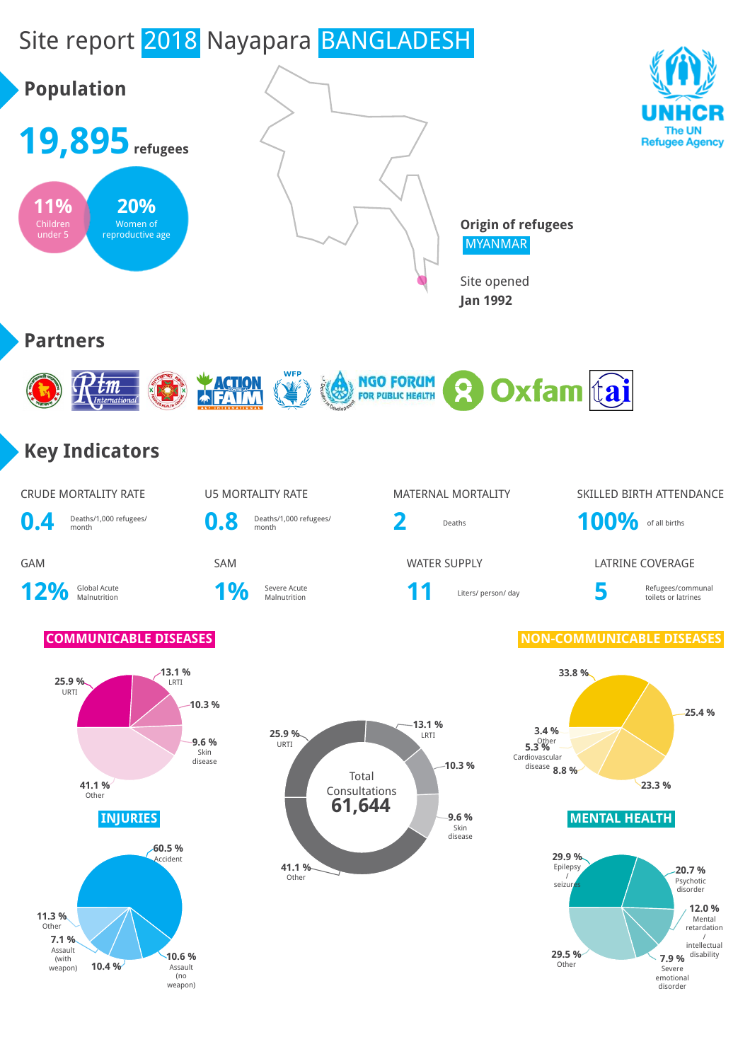# Site report 2018 Nayapara BANGLADESH

UNHCR
The UN Refugee Agency

## Population

**19,895** refugees

**11%** Children under 5

**20%** Women of reproductive age

**Origin of refugees**
MYANMAR

Site opened
**Jan 1992**

## Partners

ACTION CONTRE LA FAIM
WFP
NGO FORUM FOR PUBLIC HEALTH
Oxfam
tai

## Key Indicators

| CRUDE MORTALITY RATE | U5 MORTALITY RATE | MATERNAL MORTALITY | SKILLED BIRTH ATTENDANCE |
|---|---|---|---|
| **0.4** Deaths/1,000 refugees/ month | **0.8** Deaths/1,000 refugees/ month | **2** Deaths | **100%** of all births |

| GAM | SAM | WATER SUPPLY | LATRINE COVERAGE |
|---|---|---|---|
| **12%** Global Acute Malnutrition | **1%** Severe Acute Malnutrition | **11** Liters/ person/ day | **5** Refugees/communal toilets or latrines |

### COMMUNICABLE DISEASES

- 25.9 % URTI
- 13.1 % LRTI
- 10.3 %
- 9.6 % Skin disease
- 41.1 % Other

Total Consultations **61,644**

### NON-COMMUNICABLE DISEASES

- 33.8 %
- 25.4 %
- 23.3 %
- 8.8 %
- 5.3 % Cardiovascular disease
- 3.4 % Other

### INJURIES

- 60.5 % Accident
- 10.6 % Assault (no weapon)
- 10.4 %
- 7.1 % Assault (with weapon)
- 11.3 % Other

### MENTAL HEALTH

- 29.9 % Epilepsy / seizures
- 20.7 % Psychotic disorder
- 12.0 % Mental retardation / intellectual disability
- 7.9 % Severe emotional disorder
- 29.5 % Other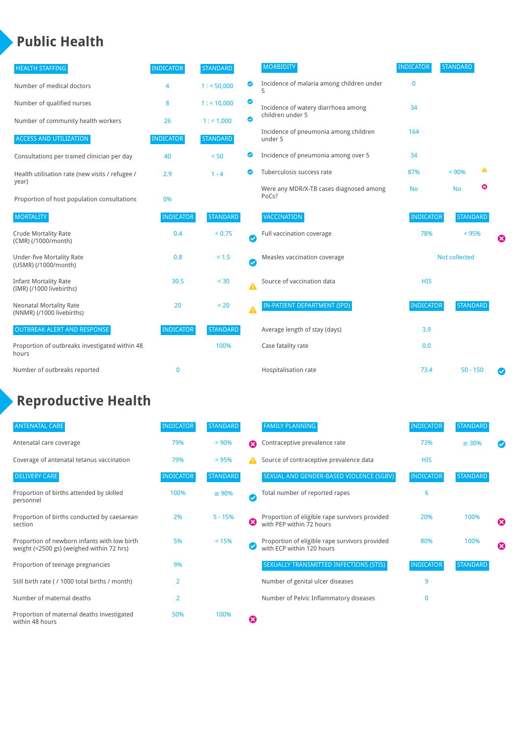# Public Health

| HEALTH STAFFING | INDICATOR | STANDARD | |
|---|---|---|---|
| Number of medical doctors | 4 | 1 : < 50,000 | ✔ |
| Number of qualified nurses | 8 | 1 : < 10,000 | ✔ |
| Number of community health workers | 26 | 1 : < 1,000 | ✔ |

| ACCESS AND UTILIZATION | INDICATOR | STANDARD | |
|---|---|---|---|
| Consultations per trained clinician per day | 40 | < 50 | ✔ |
| Health utilisation rate (new visits / refugee / year) | 2.9 | 1 - 4 | ✔ |
| Proportion of host population consultations | 0% | | |

| MORTALITY | INDICATOR | STANDARD | |
|---|---|---|---|
| Crude Mortality Rate (CMR) (/1000/month) | 0.4 | < 0.75 | ✔ |
| Under-five Mortality Rate (U5MR) (/1000/month) | 0.8 | < 1.5 | ✔ |
| Infant Mortality Rate (IMR) (/1000 livebirths) | 30.5 | < 30 | ⚠ |
| Neonatal Mortality Rate (NNMR) (/1000 livebirths) | 20 | < 20 | ⚠ |

| OUTBREAK ALERT AND RESPONSE | INDICATOR | STANDARD | |
|---|---|---|---|
| Proportion of outbreaks investigated within 48 hours | | 100% | |
| Number of outbreaks reported | 0 | | |

| MORBIDITY | INDICATOR | STANDARD | |
|---|---|---|---|
| Incidence of malaria among children under 5 | 0 | | |
| Incidence of watery diarrhoea among children under 5 | 34 | | |
| Incidence of pneumonia among children under 5 | 164 | | |
| Incidence of pneumonia among over 5 | 34 | | |
| Tuberculosis success rate | 87% | < 90% | ⚠ |
| Were any MDR/X-TB cases diagnosed among PoCs? | No | No | ✖ |

| VACCINATION | INDICATOR | STANDARD | |
|---|---|---|---|
| Full vaccination coverage | 78% | < 95% | ✖ |
| Measles vaccination coverage | Not collected | | |
| Source of vaccination data | HIS | | |

| IN-PATIENT DEPARTMENT (IPD) | INDICATOR | STANDARD | |
|---|---|---|---|
| Average length of stay (days) | 3.9 | | |
| Case fatality rate | 0.0 | | |
| Hospitalisation rate | 73.4 | 50 - 150 | ✔ |

# Reproductive Health

| ANTENATAL CARE | INDICATOR | STANDARD | |
|---|---|---|---|
| Antenatal care coverage | 79% | > 90% | ✖ |
| Coverage of antenatal tetanus vaccination | 79% | > 95% | ⚠ |

| DELIVERY CARE | INDICATOR | STANDARD | |
|---|---|---|---|
| Proportion of births attended by skilled personnel | 100% | ≥ 90% | ✔ |
| Proportion of births conducted by caesarean section | 2% | 5 - 15% | ✖ |
| Proportion of newborn infants with low birth weight (<2500 gs) (weighed within 72 hrs) | 5% | < 15% | ✔ |
| Proportion of teenage pregnancies | 9% | | |
| Still birth rate ( / 1000 total births / month) | 2 | | |
| Number of maternal deaths | 2 | | |
| Proportion of maternal deaths investigated within 48 hours | 50% | 100% | ✖ |

| FAMILY PLANNING | INDICATOR | STANDARD | |
|---|---|---|---|
| Contraceptive prevalence rate | 73% | ≥ 30% | ✔ |
| Source of contraceptive prevalence data | HIS | | |

| SEXUAL AND GENDER-BASED VIOLENCE (SGBV) | INDICATOR | STANDARD | |
|---|---|---|---|
| Total number of reported rapes | 6 | | |
| Proportion of eligible rape survivors provided with PEP within 72 hours | 20% | 100% | ✖ |
| Proportion of eligible rape survivors provided with ECP within 120 hours | 80% | 100% | ✖ |

| SEXUALLY TRANSMITTED INFECTIONS (STIS) | INDICATOR | STANDARD |
|---|---|---|
| Number of genital ulcer diseases | 9 | |
| Number of Pelvic Inflammatory diseases | 0 | |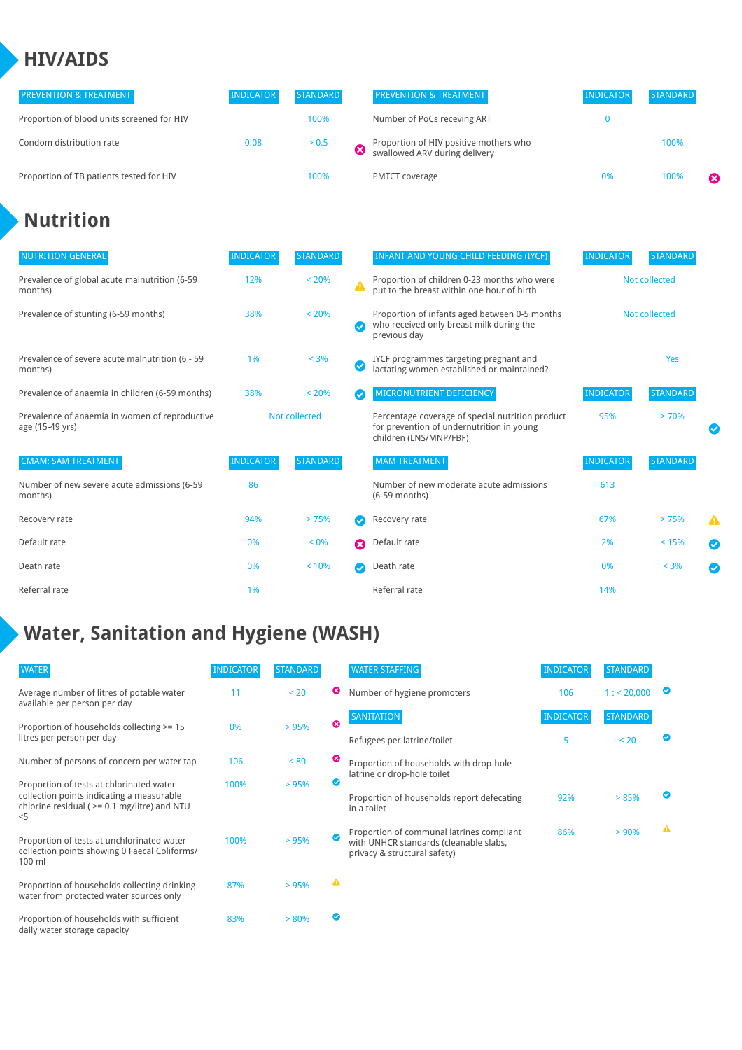# HIV/AIDS

| PREVENTION & TREATMENT | INDICATOR | STANDARD | |
|---|---|---|---|
| Proportion of blood units screened for HIV | | 100% | |
| Condom distribution rate | 0.08 | > 0.5 | ❌ |
| Proportion of TB patients tested for HIV | | 100% | |

| PREVENTION & TREATMENT | INDICATOR | STANDARD | |
|---|---|---|---|
| Number of PoCs receving ART | 0 | | |
| Proportion of HIV positive mothers who swallowed ARV during delivery | | 100% | |
| PMTCT coverage | 0% | 100% | ❌ |

# Nutrition

| NUTRITION GENERAL | INDICATOR | STANDARD | |
|---|---|---|---|
| Prevalence of global acute malnutrition (6-59 months) | 12% | < 20% | ⚠️ |
| Prevalence of stunting (6-59 months) | 38% | < 20% | ✅ |
| Prevalence of severe acute malnutrition (6 - 59 months) | 1% | < 3% | ✅ |
| Prevalence of anaemia in children (6-59 months) | 38% | < 20% | ✅ |
| Prevalence of anaemia in women of reproductive age (15-49 yrs) | Not collected | | |

| INFANT AND YOUNG CHILD FEEDING (IYCF) | INDICATOR | STANDARD | |
|---|---|---|---|
| Proportion of children 0-23 months who were put to the breast within one hour of birth | Not collected | | |
| Proportion of infants aged between 0-5 months who received only breast milk during the previous day | Not collected | | |
| IYCF programmes targeting pregnant and lactating women established or maintained? | | Yes | |

| MICRONUTRIENT DEFICIENCY | INDICATOR | STANDARD | |
|---|---|---|---|
| Percentage coverage of special nutrition product for prevention of undernutrition in young children (LNS/MNP/FBF) | 95% | > 70% | ✅ |

| CMAM: SAM TREATMENT | INDICATOR | STANDARD | |
|---|---|---|---|
| Number of new severe acute admissions (6-59 months) | 86 | | |
| Recovery rate | 94% | > 75% | ✅ |
| Default rate | 0% | < 0% | ❌ |
| Death rate | 0% | < 10% | ✅ |
| Referral rate | 1% | | |

| MAM TREATMENT | INDICATOR | STANDARD | |
|---|---|---|---|
| Number of new moderate acute admissions (6-59 months) | 613 | | |
| Recovery rate | 67% | > 75% | ⚠️ |
| Default rate | 2% | < 15% | ✅ |
| Death rate | 0% | < 3% | ✅ |
| Referral rate | 14% | | |

# Water, Sanitation and Hygiene (WASH)

| WATER | INDICATOR | STANDARD | |
|---|---|---|---|
| Average number of litres of potable water available per person per day | 11 | < 20 | ❌ |
| Proportion of households collecting >= 15 litres per person per day | 0% | > 95% | ❌ |
| Number of persons of concern per water tap | 106 | < 80 | ❌ |
| Proportion of tests at chlorinated water collection points indicating a measurable chlorine residual ( >= 0.1 mg/litre) and NTU <5 | 100% | > 95% | ✅ |
| Proportion of tests at unchlorinated water collection points showing 0 Faecal Coliforms/ 100 ml | 100% | > 95% | ✅ |
| Proportion of households collecting drinking water from protected water sources only | 87% | > 95% | ⚠️ |
| Proportion of households with sufficient daily water storage capacity | 83% | > 80% | ✅ |

| WATER STAFFING | INDICATOR | STANDARD | |
|---|---|---|---|
| Number of hygiene promoters | 106 | 1 : < 20,000 | ✅ |

| SANITATION | INDICATOR | STANDARD | |
|---|---|---|---|
| Refugees per latrine/toilet | 5 | < 20 | ✅ |
| Proportion of households with drop-hole latrine or drop-hole toilet | | | |
| Proportion of households report defecating in a toilet | 92% | > 85% | ✅ |
| Proportion of communal latrines compliant with UNHCR standards (cleanable slabs, privacy & structural safety) | 86% | > 90% | ⚠️ |